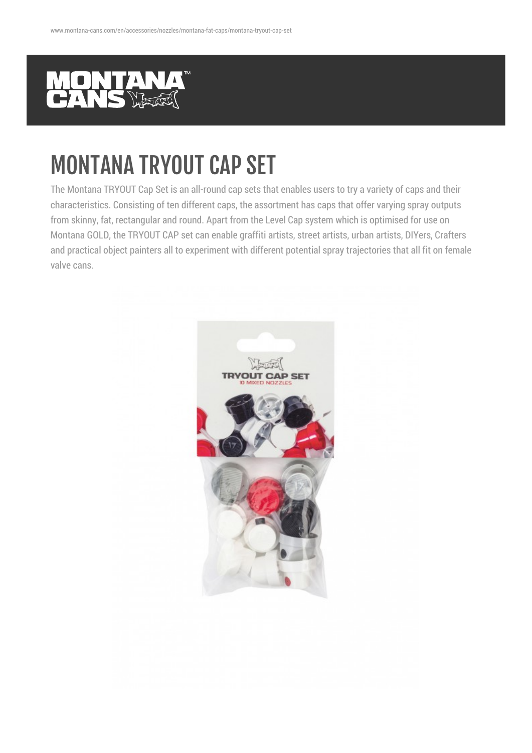# MONTANA TRYOUT CAP SET

The Montana TRYOUT Cap Set is an all-round cap sets that enables users to try a variety of caps and their characteristics. Consisting of ten different caps, the assortment has caps that offer varying spray outputs from skinny, fat, rectangular and round. Apart from the Level Cap system which is optimised for use on Montana GOLD, the TRYOUT CAP set can enable graffiti artists, street artists, urban artists, DIYers, Crafters and practical object painters all to experiment with different potential spray trajectories that all fit on female valve cans.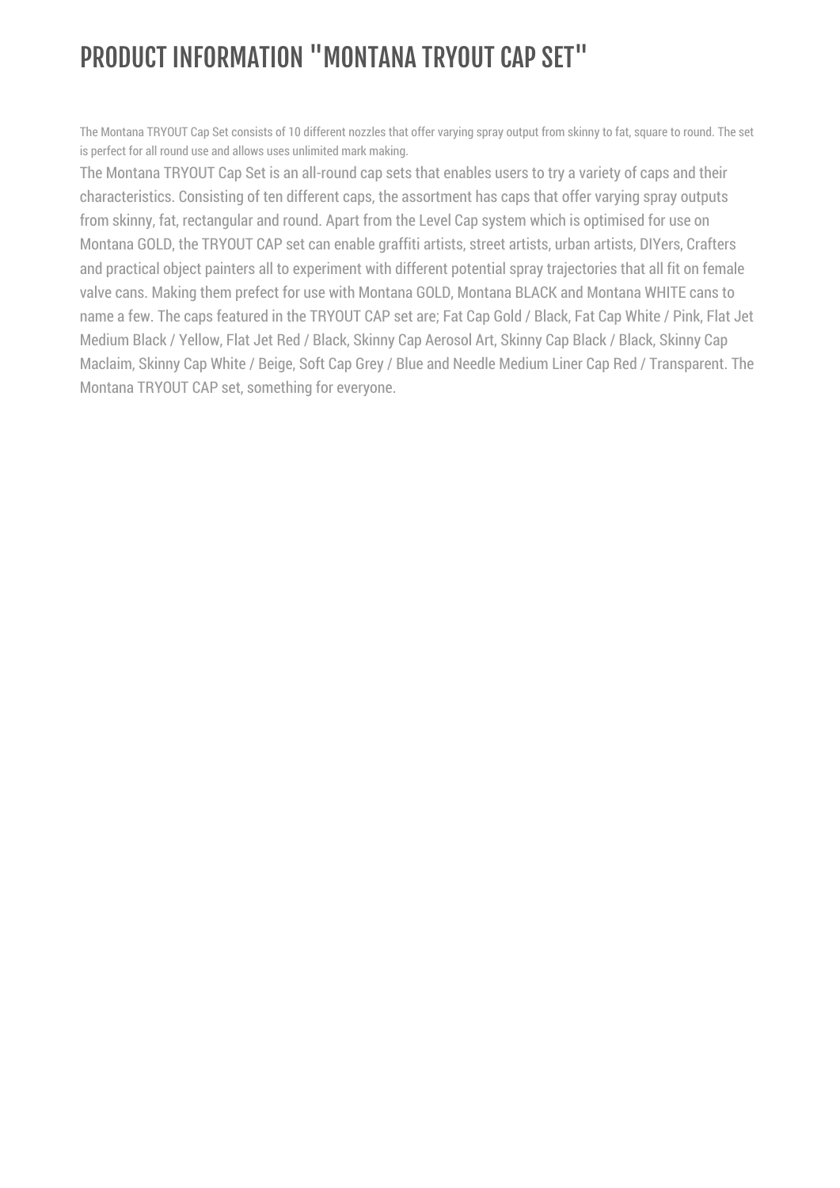# PRODUCT INFORMATION "MONTANA TRYOUT CAP SET"

The Montana TRYOUT Cap Set consists of 10 different nozzles that offer varying spray output from skinny to fat, square to round. The set is perfect for all round use and allows uses unlimited mark making.

The Montana TRYOUT Cap Set is an all-round cap sets that enables users to try a variety of caps and their characteristics. Consisting of ten different caps, the assortment has caps that offer varying spray outputs from skinny, fat, rectangular and round. Apart from the Level Cap system which is optimised for use on Montana GOLD, the TRYOUT CAP set can enable graffiti artists, street artists, urban artists, DIYers, Crafters and practical object painters all to experiment with different potential spray trajectories that all fit on female valve cans. Making them prefect for use with Montana GOLD, Montana BLACK and Montana WHITE cans to name a few. The caps featured in the TRYOUT CAP set are; Fat Cap Gold / Black, Fat Cap White / Pink, Flat Jet Medium Black / Yellow, Flat Jet Red / Black, Skinny Cap Aerosol Art, Skinny Cap Black / Black, Skinny Cap Maclaim, Skinny Cap White / Beige, Soft Cap Grey / Blue and Needle Medium Liner Cap Red / Transparent. The Montana TRYOUT CAP set, something for everyone.